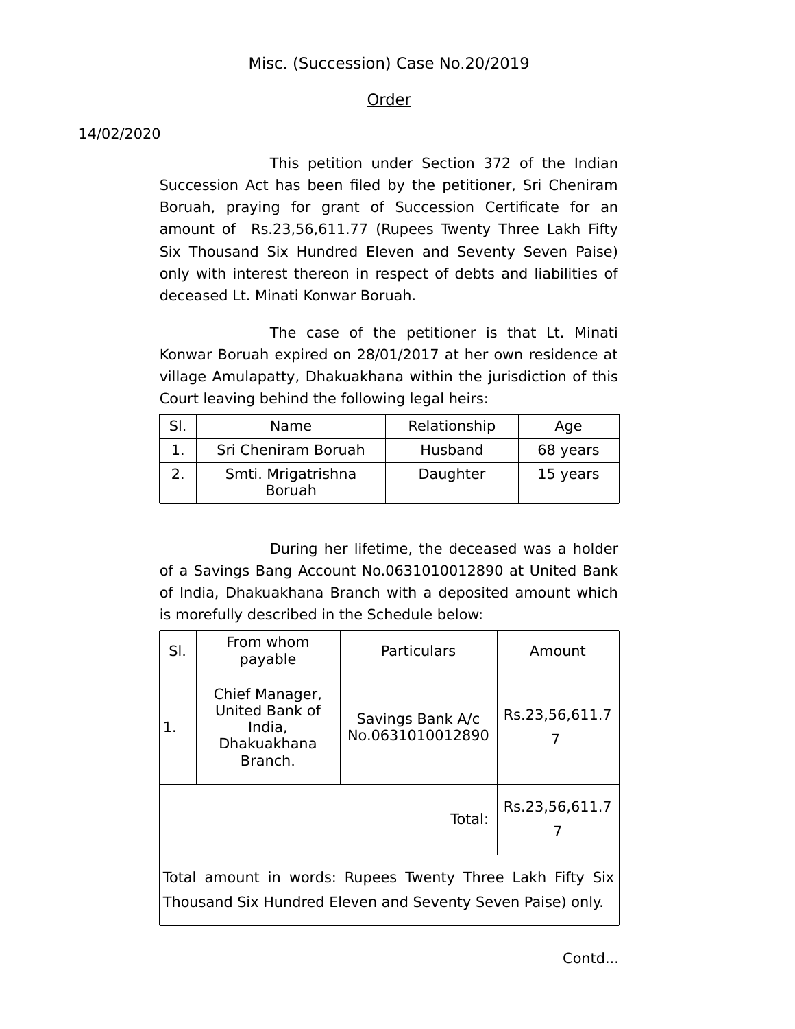Misc. (Succession) Case No.20/2019

Order

14/02/2020

This petition under Section 372 of the Indian Succession Act has been filed by the petitioner, Sri Cheniram Boruah, praying for grant of Succession Certificate for an amount of Rs.23,56,611.77 (Rupees Twenty Three Lakh Fifty Six Thousand Six Hundred Eleven and Seventy Seven Paise) only with interest thereon in respect of debts and liabilities of deceased Lt. Minati Konwar Boruah.

The case of the petitioner is that Lt. Minati Konwar Boruah expired on 28/01/2017 at her own residence at village Amulapatty, Dhakuakhana within the jurisdiction of this Court leaving behind the following legal heirs:

| Sl. | Name | Relationship | Age |
|---|---|---|---|
| 1. | Sri Cheniram Boruah | Husband | 68 years |
| 2. | Smti. Mrigatrishna Boruah | Daughter | 15 years |

During her lifetime, the deceased was a holder of a Savings Bang Account No.0631010012890 at United Bank of India, Dhakuakhana Branch with a deposited amount which is morefully described in the Schedule below:

| Sl. | From whom payable | Particulars | Amount |
|---|---|---|---|
| 1. | Chief Manager, United Bank of India, Dhakuakhana Branch. | Savings Bank A/c No.0631010012890 | Rs.23,56,611.77 |
| | | Total: | Rs.23,56,611.77 |
| Total amount in words: Rupees Twenty Three Lakh Fifty Six Thousand Six Hundred Eleven and Seventy Seven Paise) only. | | | |

Contd...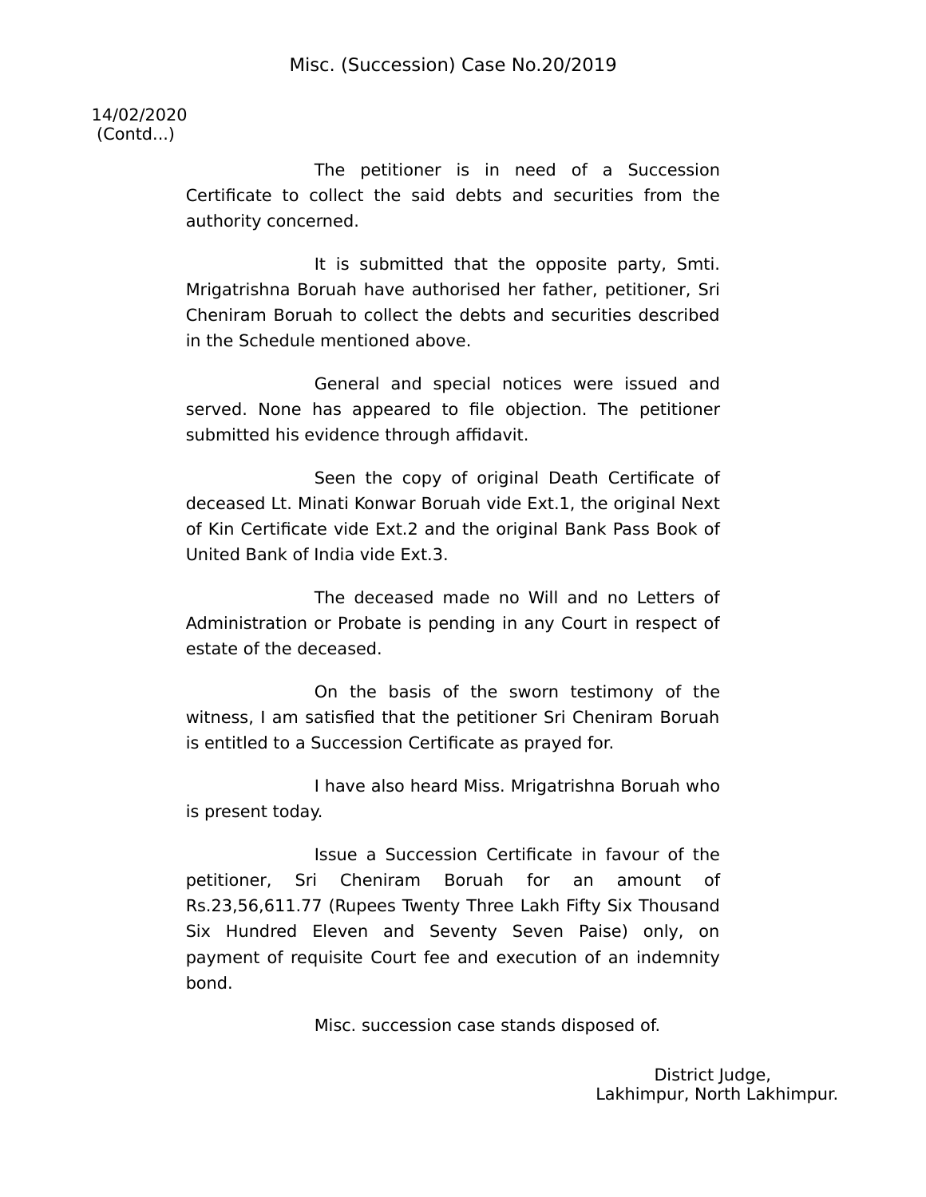Misc. (Succession) Case No.20/2019

14/02/2020
(Contd...)

The petitioner is in need of a Succession Certificate to collect the said debts and securities from the authority concerned.

It is submitted that the opposite party, Smti. Mrigatrishna Boruah have authorised her father, petitioner, Sri Cheniram Boruah to collect the debts and securities described in the Schedule mentioned above.

General and special notices were issued and served. None has appeared to file objection. The petitioner submitted his evidence through affidavit.

Seen the copy of original Death Certificate of deceased Lt. Minati Konwar Boruah vide Ext.1, the original Next of Kin Certificate vide Ext.2 and the original Bank Pass Book of United Bank of India vide Ext.3.

The deceased made no Will and no Letters of Administration or Probate is pending in any Court in respect of estate of the deceased.

On the basis of the sworn testimony of the witness, I am satisfied that the petitioner Sri Cheniram Boruah is entitled to a Succession Certificate as prayed for.

I have also heard Miss. Mrigatrishna Boruah who is present today.

Issue a Succession Certificate in favour of the petitioner, Sri Cheniram Boruah for an amount of Rs.23,56,611.77 (Rupees Twenty Three Lakh Fifty Six Thousand Six Hundred Eleven and Seventy Seven Paise) only, on payment of requisite Court fee and execution of an indemnity bond.

Misc. succession case stands disposed of.

District Judge,
Lakhimpur, North Lakhimpur.